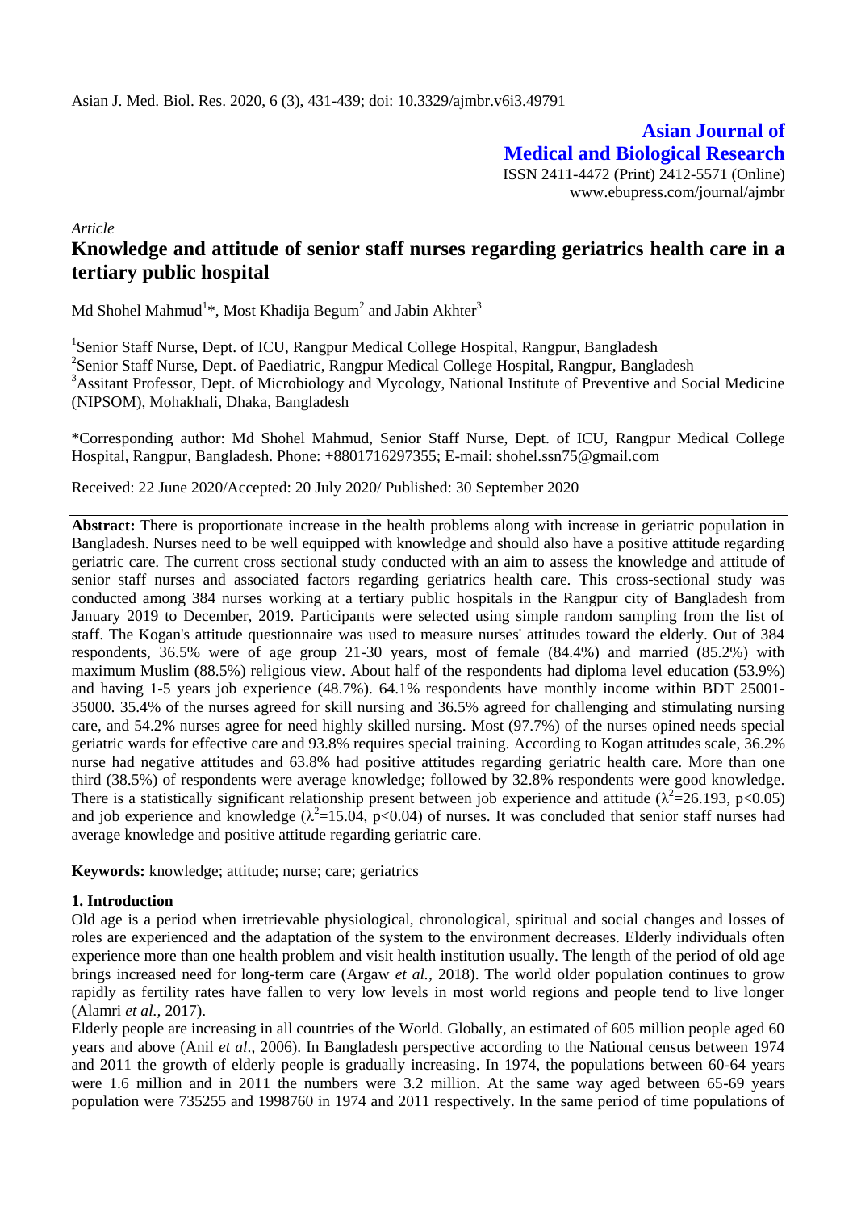Asian J. Med. Biol. Res. 2020, 6 (3), 431-439; doi: 10.3329/ajmbr.v6i3.49791

**Asian Journal of Medical and Biological Research**

ISSN 2411-4472 (Print) 2412-5571 (Online)
www.ebupress.com/journal/ajmbr

*Article*

# Knowledge and attitude of senior staff nurses regarding geriatrics health care in a tertiary public hospital

Md Shohel Mahmud[1]*, Most Khadija Begum[2] and Jabin Akhter[3]

[1]Senior Staff Nurse, Dept. of ICU, Rangpur Medical College Hospital, Rangpur, Bangladesh
[2]Senior Staff Nurse, Dept. of Paediatric, Rangpur Medical College Hospital, Rangpur, Bangladesh
[3]Assitant Professor, Dept. of Microbiology and Mycology, National Institute of Preventive and Social Medicine (NIPSOM), Mohakhali, Dhaka, Bangladesh

*Corresponding author: Md Shohel Mahmud, Senior Staff Nurse, Dept. of ICU, Rangpur Medical College Hospital, Rangpur, Bangladesh. Phone: +8801716297355; E-mail: shohel.ssn75@gmail.com

Received: 22 June 2020/Accepted: 20 July 2020/ Published: 30 September 2020

**Abstract:** There is proportionate increase in the health problems along with increase in geriatric population in Bangladesh. Nurses need to be well equipped with knowledge and should also have a positive attitude regarding geriatric care. The current cross sectional study conducted with an aim to assess the knowledge and attitude of senior staff nurses and associated factors regarding geriatrics health care. This cross-sectional study was conducted among 384 nurses working at a tertiary public hospitals in the Rangpur city of Bangladesh from January 2019 to December, 2019. Participants were selected using simple random sampling from the list of staff. The Kogan's attitude questionnaire was used to measure nurses' attitudes toward the elderly. Out of 384 respondents, 36.5% were of age group 21-30 years, most of female (84.4%) and married (85.2%) with maximum Muslim (88.5%) religious view. About half of the respondents had diploma level education (53.9%) and having 1-5 years job experience (48.7%). 64.1% respondents have monthly income within BDT 25001-35000. 35.4% of the nurses agreed for skill nursing and 36.5% agreed for challenging and stimulating nursing care, and 54.2% nurses agree for need highly skilled nursing. Most (97.7%) of the nurses opined needs special geriatric wards for effective care and 93.8% requires special training. According to Kogan attitudes scale, 36.2% nurse had negative attitudes and 63.8% had positive attitudes regarding geriatric health care. More than one third (38.5%) of respondents were average knowledge; followed by 32.8% respondents were good knowledge. There is a statistically significant relationship present between job experience and attitude ($\lambda^2$=26.193, p<0.05) and job experience and knowledge ($\lambda^2$=15.04, p<0.04) of nurses. It was concluded that senior staff nurses had average knowledge and positive attitude regarding geriatric care.

**Keywords:** knowledge; attitude; nurse; care; geriatrics

## 1. Introduction

Old age is a period when irretrievable physiological, chronological, spiritual and social changes and losses of roles are experienced and the adaptation of the system to the environment decreases. Elderly individuals often experience more than one health problem and visit health institution usually. The length of the period of old age brings increased need for long-term care (Argaw *et al.,* 2018). The world older population continues to grow rapidly as fertility rates have fallen to very low levels in most world regions and people tend to live longer (Alamri *et al.,* 2017).

Elderly people are increasing in all countries of the World. Globally, an estimated of 605 million people aged 60 years and above (Anil *et al*., 2006). In Bangladesh perspective according to the National census between 1974 and 2011 the growth of elderly people is gradually increasing. In 1974, the populations between 60-64 years were 1.6 million and in 2011 the numbers were 3.2 million. At the same way aged between 65-69 years population were 735255 and 1998760 in 1974 and 2011 respectively. In the same period of time populations of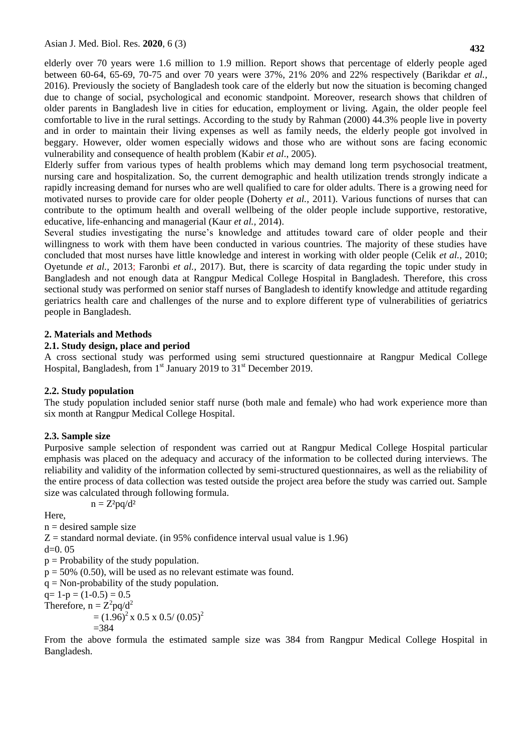elderly over 70 years were 1.6 million to 1.9 million. Report shows that percentage of elderly people aged between 60-64, 65-69, 70-75 and over 70 years were 37%, 21% 20% and 22% respectively (Barikdar *et al.,* 2016). Previously the society of Bangladesh took care of the elderly but now the situation is becoming changed due to change of social, psychological and economic standpoint. Moreover, research shows that children of older parents in Bangladesh live in cities for education, employment or living. Again, the older people feel comfortable to live in the rural settings. According to the study by Rahman (2000) 44.3% people live in poverty and in order to maintain their living expenses as well as family needs, the elderly people got involved in beggary. However, older women especially widows and those who are without sons are facing economic vulnerability and consequence of health problem (Kabir *et al*., 2005).

Elderly suffer from various types of health problems which may demand long term psychosocial treatment, nursing care and hospitalization. So, the current demographic and health utilization trends strongly indicate a rapidly increasing demand for nurses who are well qualified to care for older adults. There is a growing need for motivated nurses to provide care for older people (Doherty *et al.,* 2011). Various functions of nurses that can contribute to the optimum health and overall wellbeing of the older people include supportive, restorative, educative, life-enhancing and managerial (Kaur *et al.,* 2014).

Several studies investigating the nurse's knowledge and attitudes toward care of older people and their willingness to work with them have been conducted in various countries. The majority of these studies have concluded that most nurses have little knowledge and interest in working with older people (Celik *et al.,* 2010; Oyetunde *et al.,* 2013; Faronbi *et al.,* 2017). But, there is scarcity of data regarding the topic under study in Bangladesh and not enough data at Rangpur Medical College Hospital in Bangladesh. Therefore, this cross sectional study was performed on senior staff nurses of Bangladesh to identify knowledge and attitude regarding geriatrics health care and challenges of the nurse and to explore different type of vulnerabilities of geriatrics people in Bangladesh.

## 2. Materials and Methods

### 2.1. Study design, place and period

A cross sectional study was performed using semi structured questionnaire at Rangpur Medical College Hospital, Bangladesh, from 1st January 2019 to 31st December 2019.

### 2.2. Study population

The study population included senior staff nurse (both male and female) who had work experience more than six month at Rangpur Medical College Hospital.

### 2.3. Sample size

Purposive sample selection of respondent was carried out at Rangpur Medical College Hospital particular emphasis was placed on the adequacy and accuracy of the information to be collected during interviews. The reliability and validity of the information collected by semi-structured questionnaires, as well as the reliability of the entire process of data collection was tested outside the project area before the study was carried out. Sample size was calculated through following formula.

$$n = Z^2pq/d^2$$

Here,

$n$ = desired sample size

$Z$ = standard normal deviate. (in 95% confidence interval usual value is 1.96)

$d=0.05$

$p$ = Probability of the study population.

$p$ = 50% (0.50), will be used as no relevant estimate was found.

$q$ = Non-probability of the study population.

$q = 1-p = (1-0.5) = 0.5$

Therefore, $n = Z^2pq/d^2$

$$= (1.96)^2 \times 0.5 \times 0.5/(0.05)^2$$

$$=384$$

From the above formula the estimated sample size was 384 from Rangpur Medical College Hospital in Bangladesh.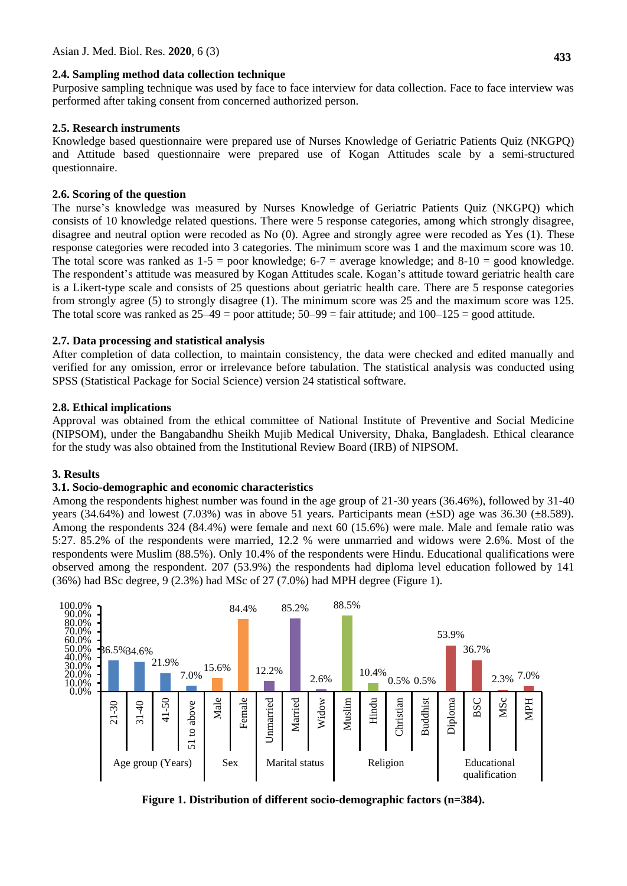### 2.4. Sampling method data collection technique

Purposive sampling technique was used by face to face interview for data collection. Face to face interview was performed after taking consent from concerned authorized person.

### 2.5. Research instruments

Knowledge based questionnaire were prepared use of Nurses Knowledge of Geriatric Patients Quiz (NKGPQ) and Attitude based questionnaire were prepared use of Kogan Attitudes scale by a semi-structured questionnaire.

### 2.6. Scoring of the question

The nurse's knowledge was measured by Nurses Knowledge of Geriatric Patients Quiz (NKGPQ) which consists of 10 knowledge related questions. There were 5 response categories, among which strongly disagree, disagree and neutral option were recoded as No (0). Agree and strongly agree were recoded as Yes (1). These response categories were recoded into 3 categories. The minimum score was 1 and the maximum score was 10. The total score was ranked as 1-5 = poor knowledge; 6-7 = average knowledge; and 8-10 = good knowledge. The respondent's attitude was measured by Kogan Attitudes scale. Kogan's attitude toward geriatric health care is a Likert-type scale and consists of 25 questions about geriatric health care. There are 5 response categories from strongly agree (5) to strongly disagree (1). The minimum score was 25 and the maximum score was 125. The total score was ranked as 25–49 = poor attitude; 50–99 = fair attitude; and 100–125 = good attitude.

### 2.7. Data processing and statistical analysis

After completion of data collection, to maintain consistency, the data were checked and edited manually and verified for any omission, error or irrelevance before tabulation. The statistical analysis was conducted using SPSS (Statistical Package for Social Science) version 24 statistical software.

### 2.8. Ethical implications

Approval was obtained from the ethical committee of National Institute of Preventive and Social Medicine (NIPSOM), under the Bangabandhu Sheikh Mujib Medical University, Dhaka, Bangladesh. Ethical clearance for the study was also obtained from the Institutional Review Board (IRB) of NIPSOM.

## 3. Results

### 3.1. Socio-demographic and economic characteristics

Among the respondents highest number was found in the age group of 21-30 years (36.46%), followed by 31-40 years (34.64%) and lowest (7.03%) was in above 51 years. Participants mean (±SD) age was 36.30 (±8.589). Among the respondents 324 (84.4%) were female and next 60 (15.6%) were male. Male and female ratio was 5:27. 85.2% of the respondents were married, 12.2 % were unmarried and widows were 2.6%. Most of the respondents were Muslim (88.5%). Only 10.4% of the respondents were Hindu. Educational qualifications were observed among the respondent. 207 (53.9%) the respondents had diploma level education followed by 141 (36%) had BSc degree, 9 (2.3%) had MSc of 27 (7.0%) had MPH degree (Figure 1).

| Category | Group | Percentage |
|---|---|---|
| Age group (Years) | 21-30 | 36.5% |
| | 31-40 | 34.6% |
| | 41-50 | 21.9% |
| | 51 to above | 7.0% |
| Sex | Male | 15.6% |
| | Female | 84.4% |
| Marital status | Unmarried | 12.2% |
| | Married | 85.2% |
| | Widow | 2.6% |
| Religion | Muslim | 88.5% |
| | Hindu | 10.4% |
| | Christian | 0.5% |
| | Buddhist | 0.5% |
| Educational qualification | Diploma | 53.9% |
| | BSC | 36.7% |
| | MSc | 2.3% |
| | MPH | 7.0% |

**Figure 1. Distribution of different socio-demographic factors (n=384).**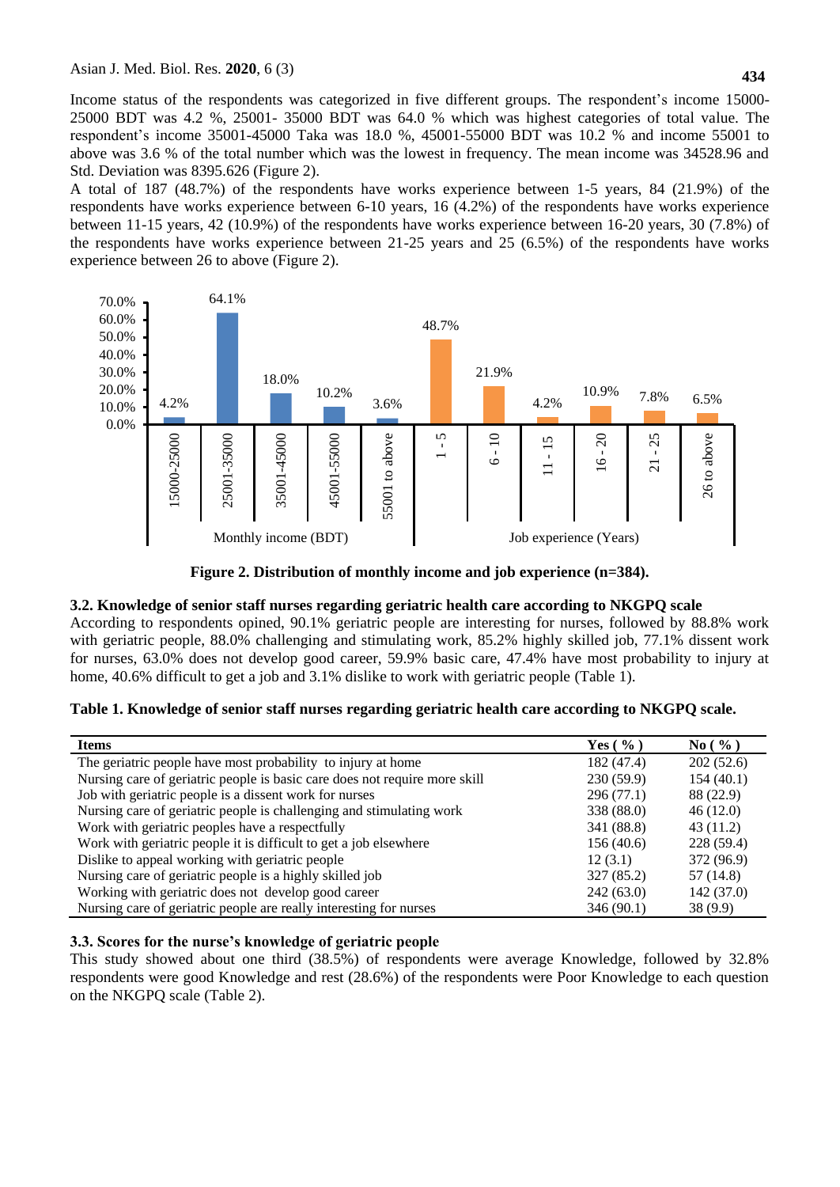Income status of the respondents was categorized in five different groups. The respondent's income 15000-25000 BDT was 4.2 %, 25001- 35000 BDT was 64.0 % which was highest categories of total value. The respondent's income 35001-45000 Taka was 18.0 %, 45001-55000 BDT was 10.2 % and income 55001 to above was 3.6 % of the total number which was the lowest in frequency. The mean income was 34528.96 and Std. Deviation was 8395.626 (Figure 2).

A total of 187 (48.7%) of the respondents have works experience between 1-5 years, 84 (21.9%) of the respondents have works experience between 6-10 years, 16 (4.2%) of the respondents have works experience between 11-15 years, 42 (10.9%) of the respondents have works experience between 16-20 years, 30 (7.8%) of the respondents have works experience between 21-25 years and 25 (6.5%) of the respondents have works experience between 26 to above (Figure 2).

**Figure 2. Distribution of monthly income and job experience (n=384).**

### 3.2. Knowledge of senior staff nurses regarding geriatric health care according to NKGPQ scale

According to respondents opined, 90.1% geriatric people are interesting for nurses, followed by 88.8% work with geriatric people, 88.0% challenging and stimulating work, 85.2% highly skilled job, 77.1% dissent work for nurses, 63.0% does not develop good career, 59.9% basic care, 47.4% have most probability to injury at home, 40.6% difficult to get a job and 3.1% dislike to work with geriatric people (Table 1).

**Table 1. Knowledge of senior staff nurses regarding geriatric health care according to NKGPQ scale.**

| Items | Yes ( % ) | No ( % ) |
|---|---|---|
| The geriatric people have most probability to injury at home | 182 (47.4) | 202 (52.6) |
| Nursing care of geriatric people is basic care does not require more skill | 230 (59.9) | 154 (40.1) |
| Job with geriatric people is a dissent work for nurses | 296 (77.1) | 88 (22.9) |
| Nursing care of geriatric people is challenging and stimulating work | 338 (88.0) | 46 (12.0) |
| Work with geriatric peoples have a respectfully | 341 (88.8) | 43 (11.2) |
| Work with geriatric people it is difficult to get a job elsewhere | 156 (40.6) | 228 (59.4) |
| Dislike to appeal working with geriatric people | 12 (3.1) | 372 (96.9) |
| Nursing care of geriatric people is a highly skilled job | 327 (85.2) | 57 (14.8) |
| Working with geriatric does not develop good career | 242 (63.0) | 142 (37.0) |
| Nursing care of geriatric people are really interesting for nurses | 346 (90.1) | 38 (9.9) |

### 3.3. Scores for the nurse's knowledge of geriatric people

This study showed about one third (38.5%) of respondents were average Knowledge, followed by 32.8% respondents were good Knowledge and rest (28.6%) of the respondents were Poor Knowledge to each question on the NKGPQ scale (Table 2).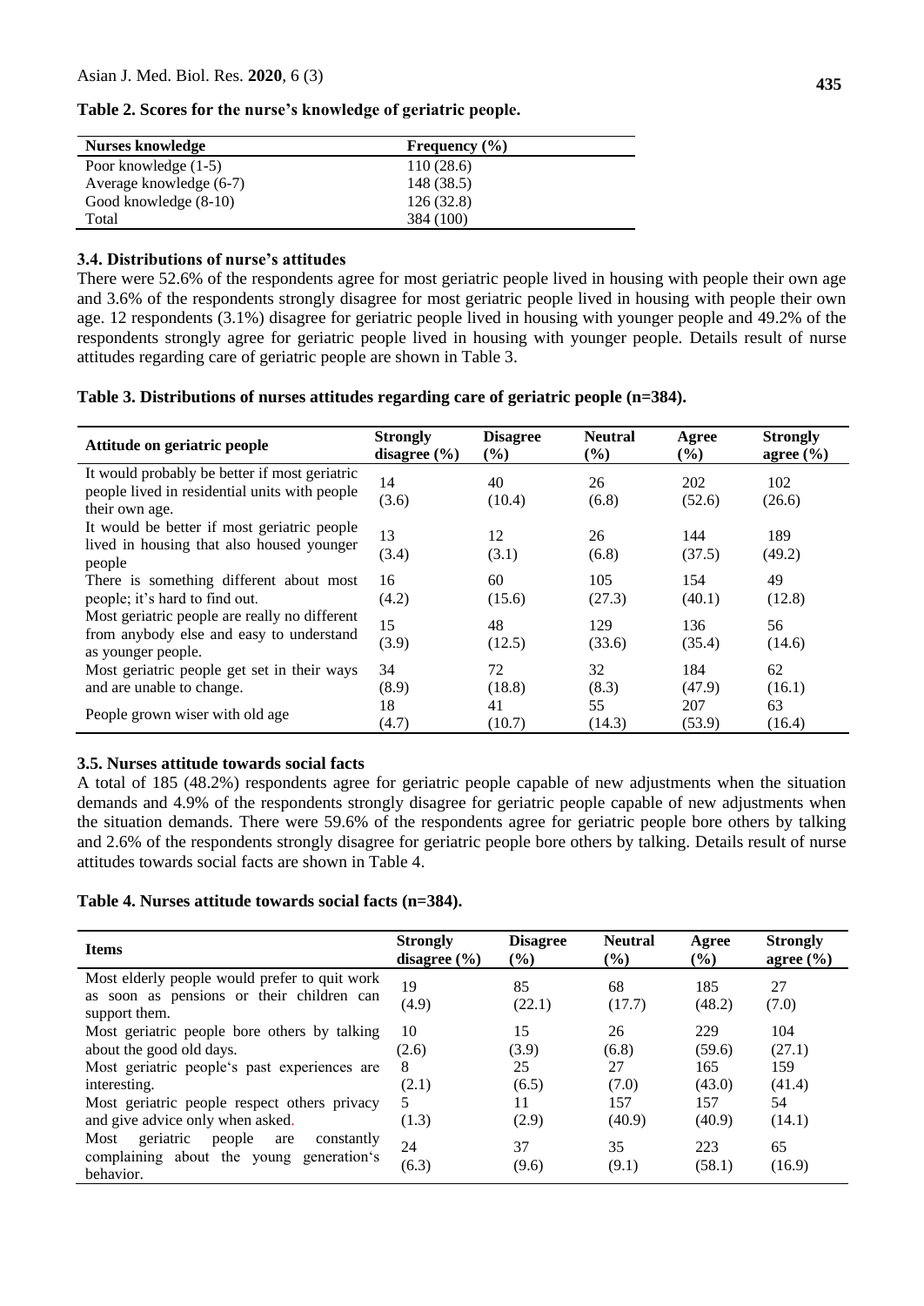**Table 2. Scores for the nurse's knowledge of geriatric people.**

| Nurses knowledge | Frequency (%) |
|---|---|
| Poor knowledge (1-5) | 110 (28.6) |
| Average knowledge (6-7) | 148 (38.5) |
| Good knowledge (8-10) | 126 (32.8) |
| Total | 384 (100) |

### 3.4. Distributions of nurse's attitudes

There were 52.6% of the respondents agree for most geriatric people lived in housing with people their own age and 3.6% of the respondents strongly disagree for most geriatric people lived in housing with people their own age. 12 respondents (3.1%) disagree for geriatric people lived in housing with younger people and 49.2% of the respondents strongly agree for geriatric people lived in housing with younger people. Details result of nurse attitudes regarding care of geriatric people are shown in Table 3.

**Table 3. Distributions of nurses attitudes regarding care of geriatric people (n=384).**

| Attitude on geriatric people | Strongly disagree (%) | Disagree (%) | Neutral (%) | Agree (%) | Strongly agree (%) |
|---|---|---|---|---|---|
| It would probably be better if most geriatric people lived in residential units with people their own age. | 14 (3.6) | 40 (10.4) | 26 (6.8) | 202 (52.6) | 102 (26.6) |
| It would be better if most geriatric people lived in housing that also housed younger people | 13 (3.4) | 12 (3.1) | 26 (6.8) | 144 (37.5) | 189 (49.2) |
| There is something different about most people; it's hard to find out. | 16 (4.2) | 60 (15.6) | 105 (27.3) | 154 (40.1) | 49 (12.8) |
| Most geriatric people are really no different from anybody else and easy to understand as younger people. | 15 (3.9) | 48 (12.5) | 129 (33.6) | 136 (35.4) | 56 (14.6) |
| Most geriatric people get set in their ways and are unable to change. | 34 (8.9) | 72 (18.8) | 32 (8.3) | 184 (47.9) | 62 (16.1) |
| People grown wiser with old age | 18 (4.7) | 41 (10.7) | 55 (14.3) | 207 (53.9) | 63 (16.4) |

### 3.5. Nurses attitude towards social facts

A total of 185 (48.2%) respondents agree for geriatric people capable of new adjustments when the situation demands and 4.9% of the respondents strongly disagree for geriatric people capable of new adjustments when the situation demands. There were 59.6% of the respondents agree for geriatric people bore others by talking and 2.6% of the respondents strongly disagree for geriatric people bore others by talking. Details result of nurse attitudes towards social facts are shown in Table 4.

**Table 4. Nurses attitude towards social facts (n=384).**

| Items | Strongly disagree (%) | Disagree (%) | Neutral (%) | Agree (%) | Strongly agree (%) |
|---|---|---|---|---|---|
| Most elderly people would prefer to quit work as soon as pensions or their children can support them. | 19 (4.9) | 85 (22.1) | 68 (17.7) | 185 (48.2) | 27 (7.0) |
| Most geriatric people bore others by talking about the good old days. | 10 (2.6) | 15 (3.9) | 26 (6.8) | 229 (59.6) | 104 (27.1) |
| Most geriatric people's past experiences are interesting. | 8 (2.1) | 25 (6.5) | 27 (7.0) | 165 (43.0) | 159 (41.4) |
| Most geriatric people respect others privacy and give advice only when asked. | 5 (1.3) | 11 (2.9) | 157 (40.9) | 157 (40.9) | 54 (14.1) |
| Most geriatric people are constantly complaining about the young generation's behavior. | 24 (6.3) | 37 (9.6) | 35 (9.1) | 223 (58.1) | 65 (16.9) |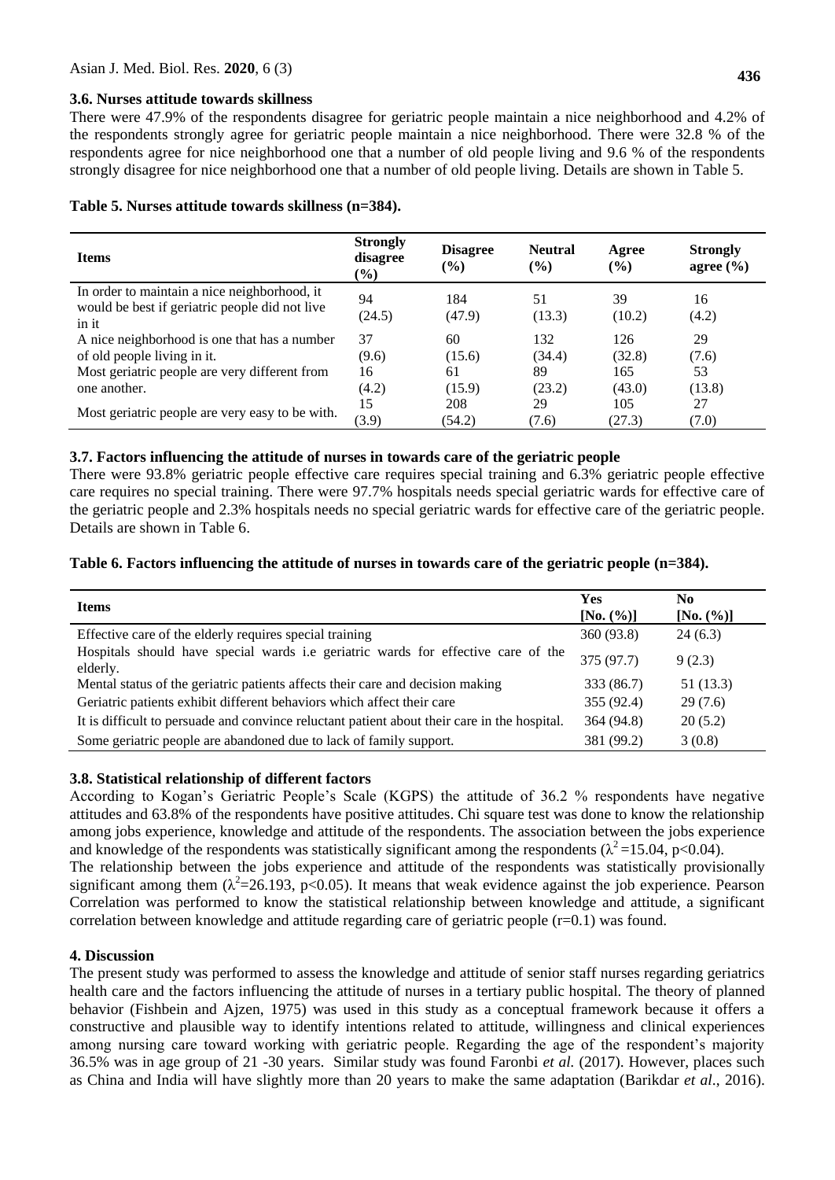### 3.6. Nurses attitude towards skillness

There were 47.9% of the respondents disagree for geriatric people maintain a nice neighborhood and 4.2% of the respondents strongly agree for geriatric people maintain a nice neighborhood. There were 32.8 % of the respondents agree for nice neighborhood one that a number of old people living and 9.6 % of the respondents strongly disagree for nice neighborhood one that a number of old people living. Details are shown in Table 5.

**Table 5. Nurses attitude towards skillness (n=384).**

| Items | Strongly disagree (%) | Disagree (%) | Neutral (%) | Agree (%) | Strongly agree (%) |
|---|---|---|---|---|---|
| In order to maintain a nice neighborhood, it would be best if geriatric people did not live in it | 94 (24.5) | 184 (47.9) | 51 (13.3) | 39 (10.2) | 16 (4.2) |
| A nice neighborhood is one that has a number of old people living in it. | 37 (9.6) | 60 (15.6) | 132 (34.4) | 126 (32.8) | 29 (7.6) |
| Most geriatric people are very different from one another. | 16 (4.2) | 61 (15.9) | 89 (23.2) | 165 (43.0) | 53 (13.8) |
| Most geriatric people are very easy to be with. | 15 (3.9) | 208 (54.2) | 29 (7.6) | 105 (27.3) | 27 (7.0) |

### 3.7. Factors influencing the attitude of nurses in towards care of the geriatric people

There were 93.8% geriatric people effective care requires special training and 6.3% geriatric people effective care requires no special training. There were 97.7% hospitals needs special geriatric wards for effective care of the geriatric people and 2.3% hospitals needs no special geriatric wards for effective care of the geriatric people. Details are shown in Table 6.

**Table 6. Factors influencing the attitude of nurses in towards care of the geriatric people (n=384).**

| Items | Yes [No. (%)] | No [No. (%)] |
|---|---|---|
| Effective care of the elderly requires special training | 360 (93.8) | 24 (6.3) |
| Hospitals should have special wards i.e geriatric wards for effective care of the elderly. | 375 (97.7) | 9 (2.3) |
| Mental status of the geriatric patients affects their care and decision making | 333 (86.7) | 51 (13.3) |
| Geriatric patients exhibit different behaviors which affect their care | 355 (92.4) | 29 (7.6) |
| It is difficult to persuade and convince reluctant patient about their care in the hospital. | 364 (94.8) | 20 (5.2) |
| Some geriatric people are abandoned due to lack of family support. | 381 (99.2) | 3 (0.8) |

### 3.8. Statistical relationship of different factors

According to Kogan's Geriatric People's Scale (KGPS) the attitude of 36.2 % respondents have negative attitudes and 63.8% of the respondents have positive attitudes. Chi square test was done to know the relationship among jobs experience, knowledge and attitude of the respondents. The association between the jobs experience and knowledge of the respondents was statistically significant among the respondents ($\lambda^2$=15.04, $p<0.04$).

The relationship between the jobs experience and attitude of the respondents was statistically provisionally significant among them ($\lambda^2$=26.193, $p<0.05$). It means that weak evidence against the job experience. Pearson Correlation was performed to know the statistical relationship between knowledge and attitude, a significant correlation between knowledge and attitude regarding care of geriatric people ($r=0.1$) was found.

## 4. Discussion

The present study was performed to assess the knowledge and attitude of senior staff nurses regarding geriatrics health care and the factors influencing the attitude of nurses in a tertiary public hospital. The theory of planned behavior (Fishbein and Ajzen, 1975) was used in this study as a conceptual framework because it offers a constructive and plausible way to identify intentions related to attitude, willingness and clinical experiences among nursing care toward working with geriatric people. Regarding the age of the respondent's majority 36.5% was in age group of 21 -30 years. Similar study was found Faronbi *et al.* (2017). However, places such as China and India will have slightly more than 20 years to make the same adaptation (Barikdar *et al*., 2016).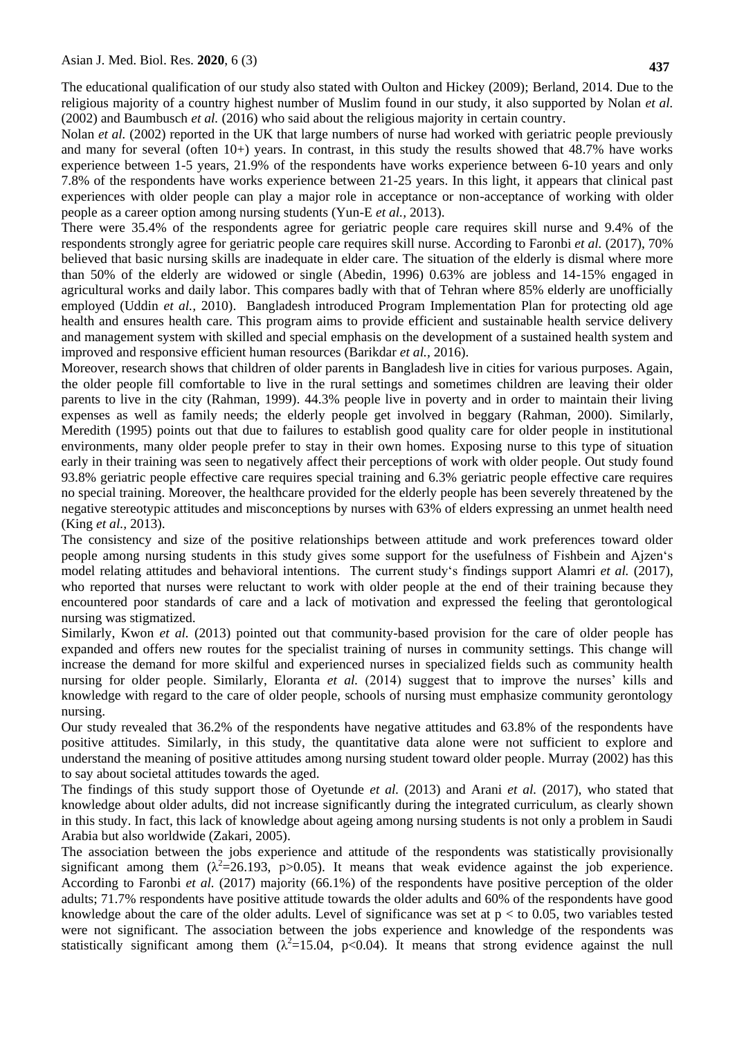The educational qualification of our study also stated with Oulton and Hickey (2009); Berland, 2014. Due to the religious majority of a country highest number of Muslim found in our study, it also supported by Nolan *et al.* (2002) and Baumbusch *et al.* (2016) who said about the religious majority in certain country.

Nolan *et al.* (2002) reported in the UK that large numbers of nurse had worked with geriatric people previously and many for several (often 10+) years. In contrast, in this study the results showed that 48.7% have works experience between 1-5 years, 21.9% of the respondents have works experience between 6-10 years and only 7.8% of the respondents have works experience between 21-25 years. In this light, it appears that clinical past experiences with older people can play a major role in acceptance or non-acceptance of working with older people as a career option among nursing students (Yun-E *et al.,* 2013).

There were 35.4% of the respondents agree for geriatric people care requires skill nurse and 9.4% of the respondents strongly agree for geriatric people care requires skill nurse. According to Faronbi *et al.* (2017), 70% believed that basic nursing skills are inadequate in elder care. The situation of the elderly is dismal where more than 50% of the elderly are widowed or single (Abedin, 1996) 0.63% are jobless and 14-15% engaged in agricultural works and daily labor. This compares badly with that of Tehran where 85% elderly are unofficially employed (Uddin *et al.,* 2010). Bangladesh introduced Program Implementation Plan for protecting old age health and ensures health care. This program aims to provide efficient and sustainable health service delivery and management system with skilled and special emphasis on the development of a sustained health system and improved and responsive efficient human resources (Barikdar *et al.,* 2016).

Moreover, research shows that children of older parents in Bangladesh live in cities for various purposes. Again, the older people fill comfortable to live in the rural settings and sometimes children are leaving their older parents to live in the city (Rahman, 1999). 44.3% people live in poverty and in order to maintain their living expenses as well as family needs; the elderly people get involved in beggary (Rahman, 2000). Similarly, Meredith (1995) points out that due to failures to establish good quality care for older people in institutional environments, many older people prefer to stay in their own homes. Exposing nurse to this type of situation early in their training was seen to negatively affect their perceptions of work with older people. Out study found 93.8% geriatric people effective care requires special training and 6.3% geriatric people effective care requires no special training. Moreover, the healthcare provided for the elderly people has been severely threatened by the negative stereotypic attitudes and misconceptions by nurses with 63% of elders expressing an unmet health need (King *et al.,* 2013).

The consistency and size of the positive relationships between attitude and work preferences toward older people among nursing students in this study gives some support for the usefulness of Fishbein and Ajzen‘s model relating attitudes and behavioral intentions. The current study‘s findings support Alamri *et al.* (2017), who reported that nurses were reluctant to work with older people at the end of their training because they encountered poor standards of care and a lack of motivation and expressed the feeling that gerontological nursing was stigmatized.

Similarly, Kwon *et al.* (2013) pointed out that community-based provision for the care of older people has expanded and offers new routes for the specialist training of nurses in community settings. This change will increase the demand for more skilful and experienced nurses in specialized fields such as community health nursing for older people. Similarly, Eloranta *et al.* (2014) suggest that to improve the nurses' kills and knowledge with regard to the care of older people, schools of nursing must emphasize community gerontology nursing.

Our study revealed that 36.2% of the respondents have negative attitudes and 63.8% of the respondents have positive attitudes. Similarly, in this study, the quantitative data alone were not sufficient to explore and understand the meaning of positive attitudes among nursing student toward older people. Murray (2002) has this to say about societal attitudes towards the aged.

The findings of this study support those of Oyetunde *et al.* (2013) and Arani *et al.* (2017), who stated that knowledge about older adults, did not increase significantly during the integrated curriculum, as clearly shown in this study. In fact, this lack of knowledge about ageing among nursing students is not only a problem in Saudi Arabia but also worldwide (Zakari, 2005).

The association between the jobs experience and attitude of the respondents was statistically provisionally significant among them ($\lambda^2$=26.193, p>0.05). It means that weak evidence against the job experience. According to Faronbi *et al.* (2017) majority (66.1%) of the respondents have positive perception of the older adults; 71.7% respondents have positive attitude towards the older adults and 60% of the respondents have good knowledge about the care of the older adults. Level of significance was set at p < to 0.05, two variables tested were not significant. The association between the jobs experience and knowledge of the respondents was statistically significant among them ($\lambda^2$=15.04, p<0.04). It means that strong evidence against the null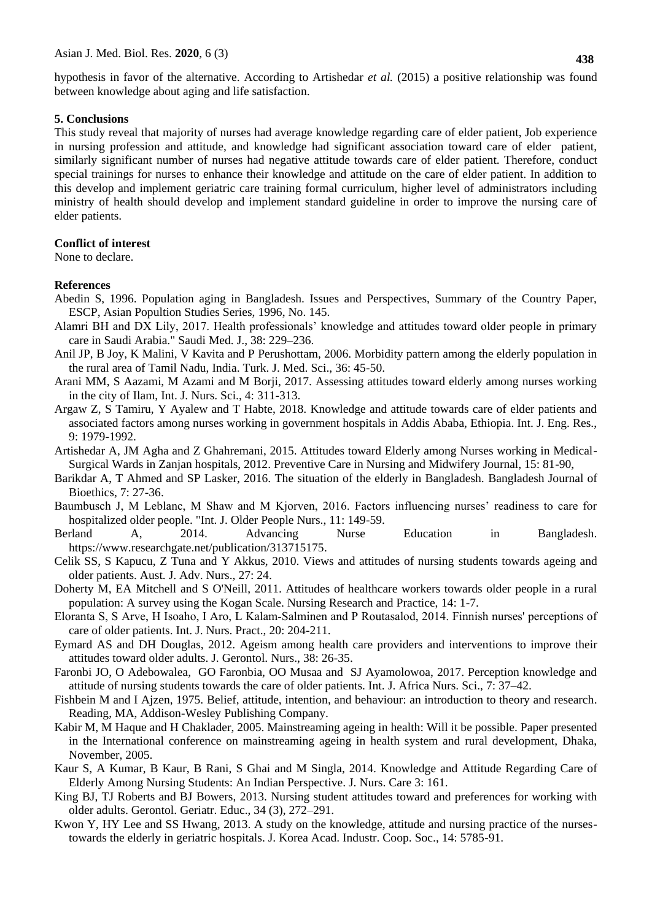hypothesis in favor of the alternative. According to Artishedar *et al.* (2015) a positive relationship was found between knowledge about aging and life satisfaction.

## 5. Conclusions

This study reveal that majority of nurses had average knowledge regarding care of elder patient, Job experience in nursing profession and attitude, and knowledge had significant association toward care of elder patient, similarly significant number of nurses had negative attitude towards care of elder patient. Therefore, conduct special trainings for nurses to enhance their knowledge and attitude on the care of elder patient. In addition to this develop and implement geriatric care training formal curriculum, higher level of administrators including ministry of health should develop and implement standard guideline in order to improve the nursing care of elder patients.

## Conflict of interest

None to declare.

## References

Abedin S, 1996. Population aging in Bangladesh. Issues and Perspectives, Summary of the Country Paper, ESCP, Asian Popultion Studies Series, 1996, No. 145.

Alamri BH and DX Lily, 2017. Health professionals' knowledge and attitudes toward older people in primary care in Saudi Arabia." Saudi Med. J., 38: 229–236.

Anil JP, B Joy, K Malini, V Kavita and P Perushottam, 2006. Morbidity pattern among the elderly population in the rural area of Tamil Nadu, India. Turk. J. Med. Sci., 36: 45-50.

Arani MM, S Aazami, M Azami and M Borji, 2017. Assessing attitudes toward elderly among nurses working in the city of Ilam, Int. J. Nurs. Sci., 4: 311-313.

Argaw Z, S Tamiru, Y Ayalew and T Habte, 2018. Knowledge and attitude towards care of elder patients and associated factors among nurses working in government hospitals in Addis Ababa, Ethiopia. Int. J. Eng. Res., 9: 1979-1992.

Artishedar A, JM Agha and Z Ghahremani, 2015. Attitudes toward Elderly among Nurses working in Medical-Surgical Wards in Zanjan hospitals, 2012. Preventive Care in Nursing and Midwifery Journal, 15: 81-90,

Barikdar A, T Ahmed and SP Lasker, 2016. The situation of the elderly in Bangladesh. Bangladesh Journal of Bioethics, 7: 27-36.

Baumbusch J, M Leblanc, M Shaw and M Kjorven, 2016. Factors influencing nurses' readiness to care for hospitalized older people. "Int. J. Older People Nurs., 11: 149-59.

Berland A, 2014. Advancing Nurse Education in Bangladesh. https://www.researchgate.net/publication/313715175.

Celik SS, S Kapucu, Z Tuna and Y Akkus, 2010. Views and attitudes of nursing students towards ageing and older patients. Aust. J. Adv. Nurs., 27: 24.

Doherty M, EA Mitchell and S O'Neill, 2011. Attitudes of healthcare workers towards older people in a rural population: A survey using the Kogan Scale. Nursing Research and Practice, 14: 1-7.

Eloranta S, S Arve, H Isoaho, I Aro, L Kalam-Salminen and P Routasalod, 2014. Finnish nurses' perceptions of care of older patients. Int. J. Nurs. Pract., 20: 204-211.

Eymard AS and DH Douglas, 2012. Ageism among health care providers and interventions to improve their attitudes toward older adults. J. Gerontol. Nurs., 38: 26-35.

Faronbi JO, O Adebowalea, GO Faronbia, OO Musaa and SJ Ayamolowoa, 2017. Perception knowledge and attitude of nursing students towards the care of older patients. Int. J. Africa Nurs. Sci., 7: 37–42.

Fishbein M and I Ajzen, 1975. Belief, attitude, intention, and behaviour: an introduction to theory and research. Reading, MA, Addison-Wesley Publishing Company.

Kabir M, M Haque and H Chaklader, 2005. Mainstreaming ageing in health: Will it be possible. Paper presented in the International conference on mainstreaming ageing in health system and rural development, Dhaka, November, 2005.

Kaur S, A Kumar, B Kaur, B Rani, S Ghai and M Singla, 2014. Knowledge and Attitude Regarding Care of Elderly Among Nursing Students: An Indian Perspective. J. Nurs. Care 3: 161.

King BJ, TJ Roberts and BJ Bowers, 2013. Nursing student attitudes toward and preferences for working with older adults. Gerontol. Geriatr. Educ., 34 (3), 272–291.

Kwon Y, HY Lee and SS Hwang, 2013. A study on the knowledge, attitude and nursing practice of the nurses-towards the elderly in geriatric hospitals. J. Korea Acad. Industr. Coop. Soc., 14: 5785-91.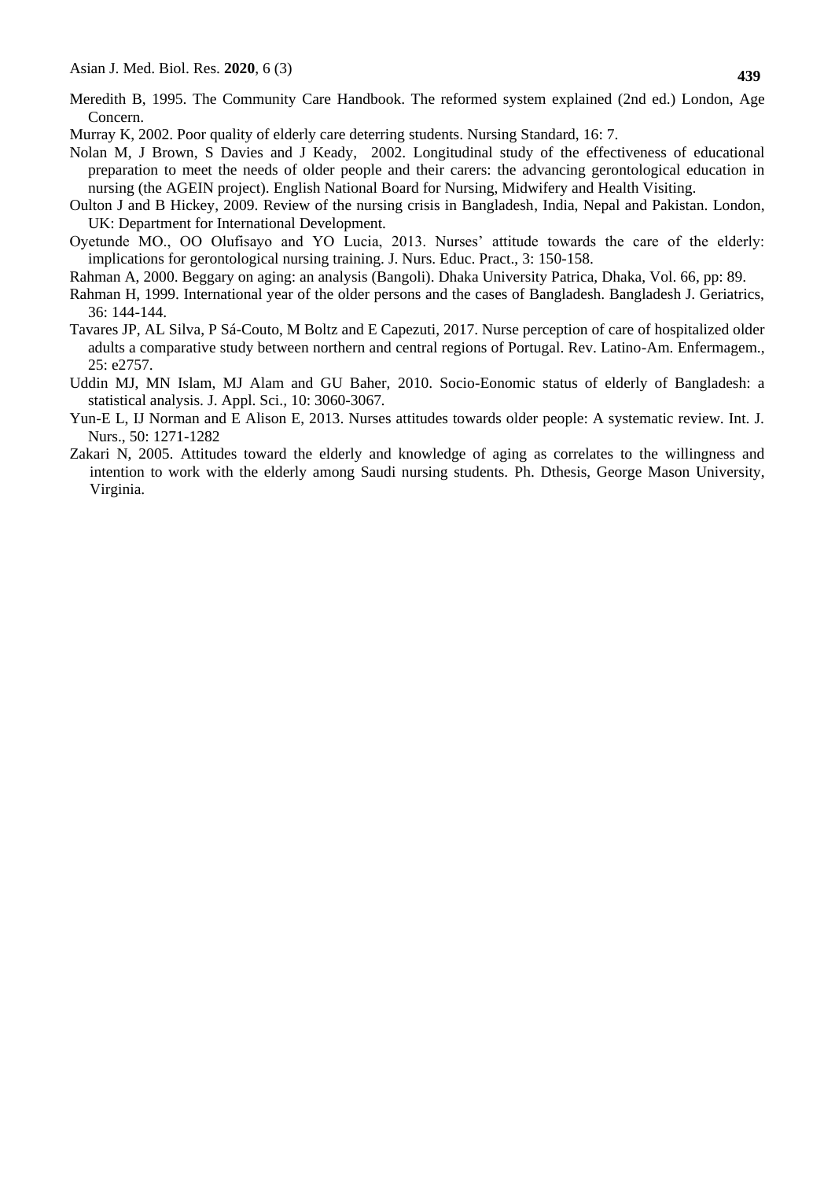Meredith B, 1995. The Community Care Handbook. The reformed system explained (2nd ed.) London, Age Concern.

Murray K, 2002. Poor quality of elderly care deterring students. Nursing Standard, 16: 7.

Nolan M, J Brown, S Davies and J Keady, 2002. Longitudinal study of the effectiveness of educational preparation to meet the needs of older people and their carers: the advancing gerontological education in nursing (the AGEIN project). English National Board for Nursing, Midwifery and Health Visiting.

Oulton J and B Hickey, 2009. Review of the nursing crisis in Bangladesh, India, Nepal and Pakistan. London, UK: Department for International Development.

Oyetunde MO., OO Olufisayo and YO Lucia, 2013. Nurses' attitude towards the care of the elderly: implications for gerontological nursing training. J. Nurs. Educ. Pract., 3: 150-158.

Rahman A, 2000. Beggary on aging: an analysis (Bangoli). Dhaka University Patrica, Dhaka, Vol. 66, pp: 89.

Rahman H, 1999. International year of the older persons and the cases of Bangladesh. Bangladesh J. Geriatrics, 36: 144-144.

Tavares JP, AL Silva, P Sá-Couto, M Boltz and E Capezuti, 2017. Nurse perception of care of hospitalized older adults a comparative study between northern and central regions of Portugal. Rev. Latino-Am. Enfermagem., 25: e2757.

Uddin MJ, MN Islam, MJ Alam and GU Baher, 2010. Socio-Eonomic status of elderly of Bangladesh: a statistical analysis. J. Appl. Sci., 10: 3060-3067.

Yun-E L, IJ Norman and E Alison E, 2013. Nurses attitudes towards older people: A systematic review. Int. J. Nurs., 50: 1271-1282

Zakari N, 2005. Attitudes toward the elderly and knowledge of aging as correlates to the willingness and intention to work with the elderly among Saudi nursing students. Ph. Dthesis, George Mason University, Virginia.